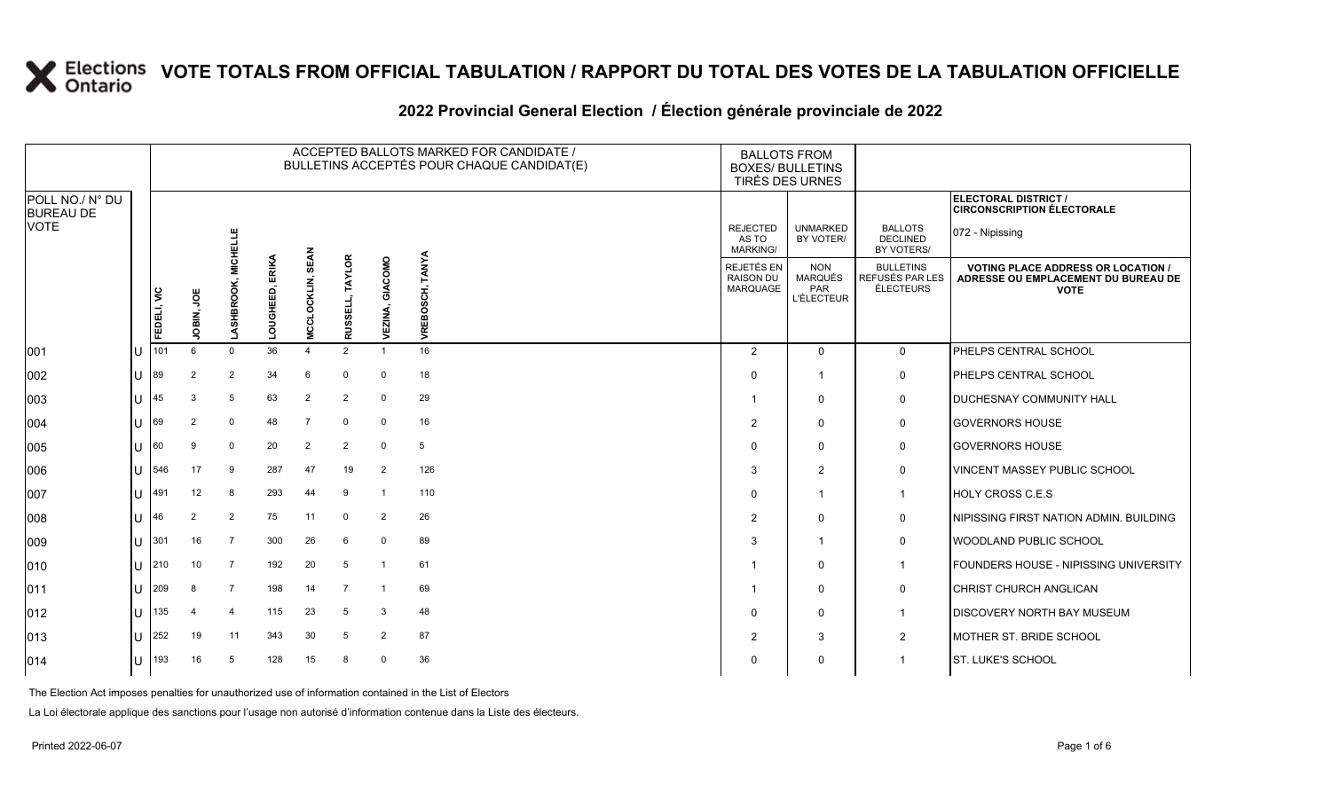# VOTE TOTALS FROM OFFICIAL TABULATION / RAPPORT DU TOTAL DES VOTES DE LA TABULATION OFFICIELLE

## 2022 Provincial General Election / Élection générale provinciale de 2022

**ELECTORAL DISTRICT / CIRCONSCRIPTION ÉLECTORALE:** 072 - Nipissing

| POLL NO./ N° DU BUREAU DE VOTE | | ACCEPTED BALLOTS MARKED FOR CANDIDATE / BULLETINS ACCEPTÉS POUR CHAQUE CANDIDAT(E) | | | | | | | | BALLOTS FROM BOXES/ BULLETINS TIRÉS DES URNES | | | VOTING PLACE ADDRESS OR LOCATION / ADRESSE OU EMPLACEMENT DU BUREAU DE VOTE |
|---|---|---|---|---|---|---|---|---|---|---|---|---|---|
| | | FEDELI, VIC | JOBIN, JOE | LASHBROOK, MICHELLE | LOUGHEED, ERIKA | MCCLOCKLIN, SEAN | RUSSELL, TAYLOR | VEZINA, GIACOMO | VREBOSCH, TANYA | REJECTED AS TO MARKING/ REJETÉS EN RAISON DU MARQUAGE | UNMARKED BY VOTER/ NON MARQUÉS PAR L'ÉLECTEUR | BALLOTS DECLINED BY VOTERS/ BULLETINS REFUSÉS PAR LES ÉLECTEURS | |
| 001 | U | 101 | 6 | 0 | 36 | 4 | 2 | 1 | 16 | 2 | 0 | 0 | PHELPS CENTRAL SCHOOL |
| 002 | U | 89 | 2 | 2 | 34 | 6 | 0 | 0 | 18 | 0 | 1 | 0 | PHELPS CENTRAL SCHOOL |
| 003 | U | 45 | 3 | 5 | 63 | 2 | 2 | 0 | 29 | 1 | 0 | 0 | DUCHESNAY COMMUNITY HALL |
| 004 | U | 69 | 2 | 0 | 48 | 7 | 0 | 0 | 16 | 2 | 0 | 0 | GOVERNORS HOUSE |
| 005 | U | 60 | 9 | 0 | 20 | 2 | 2 | 0 | 5 | 0 | 0 | 0 | GOVERNORS HOUSE |
| 006 | U | 546 | 17 | 9 | 287 | 47 | 19 | 2 | 126 | 3 | 2 | 0 | VINCENT MASSEY PUBLIC SCHOOL |
| 007 | U | 491 | 12 | 8 | 293 | 44 | 9 | 1 | 110 | 0 | 1 | 1 | HOLY CROSS C.E.S |
| 008 | U | 46 | 2 | 2 | 75 | 11 | 0 | 2 | 26 | 2 | 0 | 0 | NIPISSING FIRST NATION ADMIN. BUILDING |
| 009 | U | 301 | 16 | 7 | 300 | 26 | 6 | 0 | 89 | 3 | 1 | 0 | WOODLAND PUBLIC SCHOOL |
| 010 | U | 210 | 10 | 7 | 192 | 20 | 5 | 1 | 61 | 1 | 0 | 1 | FOUNDERS HOUSE - NIPISSING UNIVERSITY |
| 011 | U | 209 | 8 | 7 | 198 | 14 | 7 | 1 | 69 | 1 | 0 | 0 | CHRIST CHURCH ANGLICAN |
| 012 | U | 135 | 4 | 4 | 115 | 23 | 5 | 3 | 48 | 0 | 0 | 1 | DISCOVERY NORTH BAY MUSEUM |
| 013 | U | 252 | 19 | 11 | 343 | 30 | 5 | 2 | 87 | 2 | 3 | 2 | MOTHER ST. BRIDE SCHOOL |
| 014 | U | 193 | 16 | 5 | 128 | 15 | 8 | 0 | 36 | 0 | 0 | 1 | ST. LUKE'S SCHOOL |

The Election Act imposes penalties for unauthorized use of information contained in the List of Electors

La Loi électorale applique des sanctions pour l'usage non autorisé d'information contenue dans la Liste des électeurs.

Printed 2022-06-07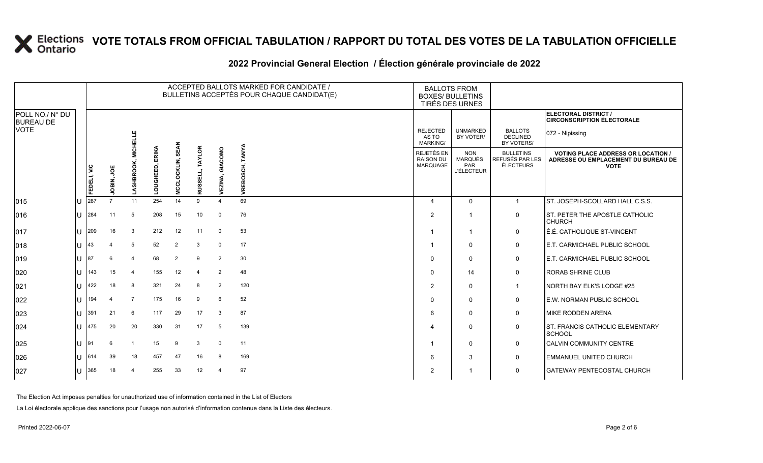# VOTE TOTALS FROM OFFICIAL TABULATION / RAPPORT DU TOTAL DES VOTES DE LA TABULATION OFFICIELLE

## 2022 Provincial General Election / Élection générale provinciale de 2022

| POLL NO./ N° DU BUREAU DE VOTE | | ACCEPTED BALLOTS MARKED FOR CANDIDATE / BULLETINS ACCEPTÉS POUR CHAQUE CANDIDAT(E) | | | | | | | | BALLOTS FROM BOXES/ BULLETINS TIRÉS DES URNES | | | ELECTORAL DISTRICT / CIRCONSCRIPTION ÉLECTORALE |
|---|---|---|---|---|---|---|---|---|---|---|---|---|---|
| | | | | | | | | | | REJECTED AS TO MARKING/ | UNMARKED BY VOTER/ | BALLOTS DECLINED BY VOTERS/ | 072 - Nipissing |
| | | FEDELI, VIC | JOBIN, JOE | LASHBROOK, MICHELLE | LOUGHEED, ERIKA | MCCLOCKLIN, SEAN | RUSSELL, TAYLOR | VEZINA, GIACOMO | VREBOSCH, TANYA | REJETÉS EN RAISON DU MARQUAGE | NON MARQUÉS PAR L'ÉLECTEUR | BULLETINS REFUSÉS PAR LES ÉLECTEURS | VOTING PLACE ADDRESS OR LOCATION / ADRESSE OU EMPLACEMENT DU BUREAU DE VOTE |
| 015 | U | 287 | 7 | 11 | 254 | 14 | 9 | 4 | 69 | 4 | 0 | 1 | ST. JOSEPH-SCOLLARD HALL C.S.S. |
| 016 | U | 284 | 11 | 5 | 208 | 15 | 10 | 0 | 76 | 2 | 1 | 0 | ST. PETER THE APOSTLE CATHOLIC CHURCH |
| 017 | U | 209 | 16 | 3 | 212 | 12 | 11 | 0 | 53 | 1 | 1 | 0 | É.É. CATHOLIQUE ST-VINCENT |
| 018 | U | 43 | 4 | 5 | 52 | 2 | 3 | 0 | 17 | 1 | 0 | 0 | E.T. CARMICHAEL PUBLIC SCHOOL |
| 019 | U | 87 | 6 | 4 | 68 | 2 | 9 | 2 | 30 | 0 | 0 | 0 | E.T. CARMICHAEL PUBLIC SCHOOL |
| 020 | U | 143 | 15 | 4 | 155 | 12 | 4 | 2 | 48 | 0 | 14 | 0 | RORAB SHRINE CLUB |
| 021 | U | 422 | 18 | 8 | 321 | 24 | 8 | 2 | 120 | 2 | 0 | 1 | NORTH BAY ELK'S LODGE #25 |
| 022 | U | 194 | 4 | 7 | 175 | 16 | 9 | 6 | 52 | 0 | 0 | 0 | E.W. NORMAN PUBLIC SCHOOL |
| 023 | U | 391 | 21 | 6 | 117 | 29 | 17 | 3 | 87 | 6 | 0 | 0 | MIKE RODDEN ARENA |
| 024 | U | 475 | 20 | 20 | 330 | 31 | 17 | 5 | 139 | 4 | 0 | 0 | ST. FRANCIS CATHOLIC ELEMENTARY SCHOOL |
| 025 | U | 91 | 6 | 1 | 15 | 9 | 3 | 0 | 11 | 1 | 0 | 0 | CALVIN COMMUNITY CENTRE |
| 026 | U | 614 | 39 | 18 | 457 | 47 | 16 | 8 | 169 | 6 | 3 | 0 | EMMANUEL UNITED CHURCH |
| 027 | U | 365 | 18 | 4 | 255 | 33 | 12 | 4 | 97 | 2 | 1 | 0 | GATEWAY PENTECOSTAL CHURCH |

The Election Act imposes penalties for unauthorized use of information contained in the List of Electors

La Loi électorale applique des sanctions pour l'usage non autorisé d'information contenue dans la Liste des électeurs.

Printed 2022-06-07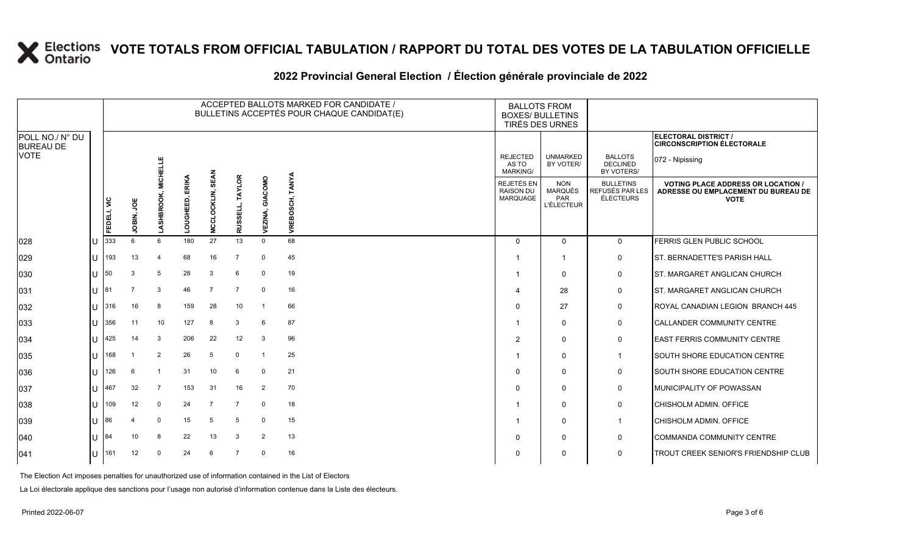# VOTE TOTALS FROM OFFICIAL TABULATION / RAPPORT DU TOTAL DES VOTES DE LA TABULATION OFFICIELLE

## 2022 Provincial General Election / Élection générale provinciale de 2022

**ELECTORAL DISTRICT / CIRCONSCRIPTION ÉLECTORALE:** 072 - Nipissing

| POLL NO./ N° DU BUREAU DE VOTE | | FEDELI, VIC | JOBIN, JOE | LASHBROOK, MICHELLE | LOUGHEED, ERIKA | MCCLOCKLIN, SEAN | RUSSELL, TAYLOR | VEZINA, GIACOMO | VREBOSCH, TANYA | REJECTED AS TO MARKING/ REJETÉS EN RAISON DU MARQUAGE | UNMARKED BY VOTER/ NON MARQUÉS PAR L'ÉLECTEUR | BALLOTS DECLINED BY VOTERS/ BULLETINS REFUSÉS PAR LES ÉLECTEURS | VOTING PLACE ADDRESS OR LOCATION / ADRESSE OU EMPLACEMENT DU BUREAU DE VOTE |
|---|---|---|---|---|---|---|---|---|---|---|---|---|---|
| 028 | U | 333 | 6 | 6 | 180 | 27 | 13 | 0 | 68 | 0 | 0 | 0 | FERRIS GLEN PUBLIC SCHOOL |
| 029 | U | 193 | 13 | 4 | 68 | 16 | 7 | 0 | 45 | 1 | 1 | 0 | ST. BERNADETTE'S PARISH HALL |
| 030 | U | 50 | 3 | 5 | 28 | 3 | 6 | 0 | 19 | 1 | 0 | 0 | ST. MARGARET ANGLICAN CHURCH |
| 031 | U | 81 | 7 | 3 | 46 | 7 | 7 | 0 | 16 | 4 | 28 | 0 | ST. MARGARET ANGLICAN CHURCH |
| 032 | U | 316 | 16 | 8 | 159 | 28 | 10 | 1 | 66 | 0 | 27 | 0 | ROYAL CANADIAN LEGION BRANCH 445 |
| 033 | U | 356 | 11 | 10 | 127 | 8 | 3 | 6 | 87 | 1 | 0 | 0 | CALLANDER COMMUNITY CENTRE |
| 034 | U | 425 | 14 | 3 | 206 | 22 | 12 | 3 | 96 | 2 | 0 | 0 | EAST FERRIS COMMUNITY CENTRE |
| 035 | U | 168 | 1 | 2 | 26 | 5 | 0 | 1 | 25 | 1 | 0 | 1 | SOUTH SHORE EDUCATION CENTRE |
| 036 | U | 126 | 6 | 1 | 31 | 10 | 6 | 0 | 21 | 0 | 0 | 0 | SOUTH SHORE EDUCATION CENTRE |
| 037 | U | 467 | 32 | 7 | 153 | 31 | 16 | 2 | 70 | 0 | 0 | 0 | MUNICIPALITY OF POWASSAN |
| 038 | U | 109 | 12 | 0 | 24 | 7 | 7 | 0 | 18 | 1 | 0 | 0 | CHISHOLM ADMIN. OFFICE |
| 039 | U | 86 | 4 | 0 | 15 | 5 | 5 | 0 | 15 | 1 | 0 | 1 | CHISHOLM ADMIN. OFFICE |
| 040 | U | 84 | 10 | 8 | 22 | 13 | 3 | 2 | 13 | 0 | 0 | 0 | COMMANDA COMMUNITY CENTRE |
| 041 | U | 161 | 12 | 0 | 24 | 6 | 7 | 0 | 16 | 0 | 0 | 0 | TROUT CREEK SENIOR'S FRIENDSHIP CLUB |

The Election Act imposes penalties for unauthorized use of information contained in the List of Electors

La Loi électorale applique des sanctions pour l'usage non autorisé d'information contenue dans la Liste des électeurs.

Printed 2022-06-07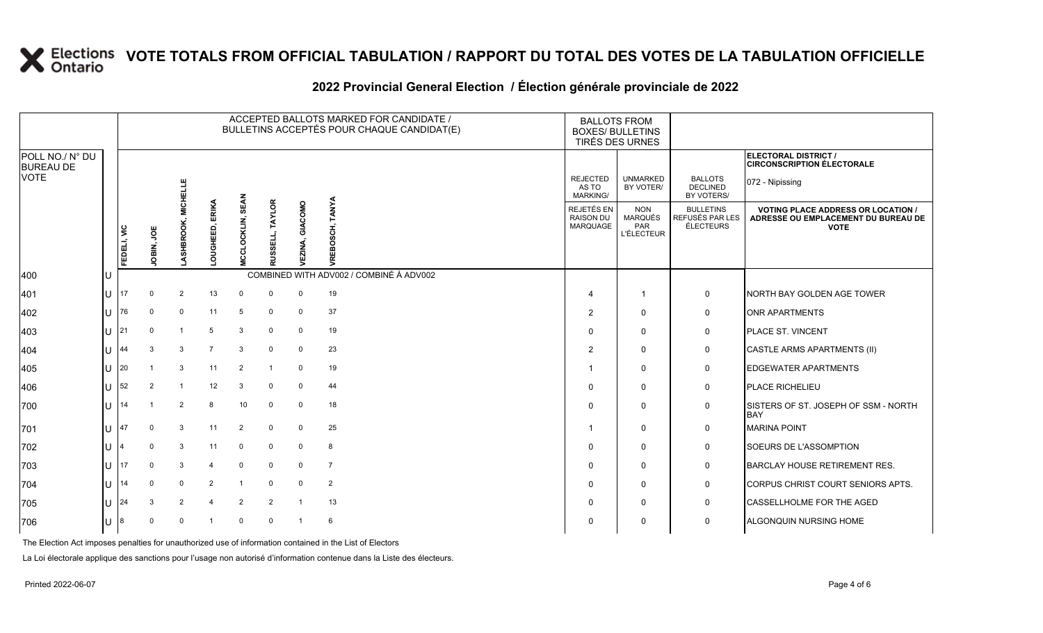# VOTE TOTALS FROM OFFICIAL TABULATION / RAPPORT DU TOTAL DES VOTES DE LA TABULATION OFFICIELLE

## 2022 Provincial General Election / Élection générale provinciale de 2022

ELECTORAL DISTRICT / CIRCONSCRIPTION ÉLECTORALE: 072 - Nipissing

| POLL NO./ N° DU BUREAU DE VOTE | | ACCEPTED BALLOTS MARKED FOR CANDIDATE / BULLETINS ACCEPTÉS POUR CHAQUE CANDIDAT(E) | | | | | | | | BALLOTS FROM BOXES/ BULLETINS TIRÉS DES URNES | | | |
|---|---|---|---|---|---|---|---|---|---|---|---|---|---|
| | | FEDELI, VIC | JOBIN, JOE | LASHBROOK, MICHELLE | LOUGHEED, ERIKA | MCCLOCKLIN, SEAN | RUSSELL, TAYLOR | VEZINA, GIACOMO | VREBOSCH, TANYA | REJECTED AS TO MARKING/ REJETÉS EN RAISON DU MARQUAGE | UNMARKED BY VOTER/ NON MARQUÉS PAR L'ÉLECTEUR | BALLOTS DECLINED BY VOTERS/ BULLETINS REFUSÉS PAR LES ÉLECTEURS | VOTING PLACE ADDRESS OR LOCATION / ADRESSE OU EMPLACEMENT DU BUREAU DE VOTE |
| 400 | U | COMBINED WITH ADV002 / COMBINÉ À ADV002 | | | | | | | | | | | |
| 401 | U | 17 | 0 | 2 | 13 | 0 | 0 | 0 | 19 | 4 | 1 | 0 | NORTH BAY GOLDEN AGE TOWER |
| 402 | U | 76 | 0 | 0 | 11 | 5 | 0 | 0 | 37 | 2 | 0 | 0 | ONR APARTMENTS |
| 403 | U | 21 | 0 | 1 | 5 | 3 | 0 | 0 | 19 | 0 | 0 | 0 | PLACE ST. VINCENT |
| 404 | U | 44 | 3 | 3 | 7 | 3 | 0 | 0 | 23 | 2 | 0 | 0 | CASTLE ARMS APARTMENTS (II) |
| 405 | U | 20 | 1 | 3 | 11 | 2 | 1 | 0 | 19 | 1 | 0 | 0 | EDGEWATER APARTMENTS |
| 406 | U | 52 | 2 | 1 | 12 | 3 | 0 | 0 | 44 | 0 | 0 | 0 | PLACE RICHELIEU |
| 700 | U | 14 | 1 | 2 | 8 | 10 | 0 | 0 | 18 | 0 | 0 | 0 | SISTERS OF ST. JOSEPH OF SSM - NORTH BAY |
| 701 | U | 47 | 0 | 3 | 11 | 2 | 0 | 0 | 25 | 1 | 0 | 0 | MARINA POINT |
| 702 | U | 4 | 0 | 3 | 11 | 0 | 0 | 0 | 8 | 0 | 0 | 0 | SOEURS DE L'ASSOMPTION |
| 703 | U | 17 | 0 | 3 | 4 | 0 | 0 | 0 | 7 | 0 | 0 | 0 | BARCLAY HOUSE RETIREMENT RES. |
| 704 | U | 14 | 0 | 0 | 2 | 1 | 0 | 0 | 2 | 0 | 0 | 0 | CORPUS CHRIST COURT SENIORS APTS. |
| 705 | U | 24 | 3 | 2 | 4 | 2 | 2 | 1 | 13 | 0 | 0 | 0 | CASSELLHOLME FOR THE AGED |
| 706 | U | 8 | 0 | 0 | 1 | 0 | 0 | 1 | 6 | 0 | 0 | 0 | ALGONQUIN NURSING HOME |

The Election Act imposes penalties for unauthorized use of information contained in the List of Electors

La Loi électorale applique des sanctions pour l'usage non autorisé d'information contenue dans la Liste des électeurs.

Printed 2022-06-07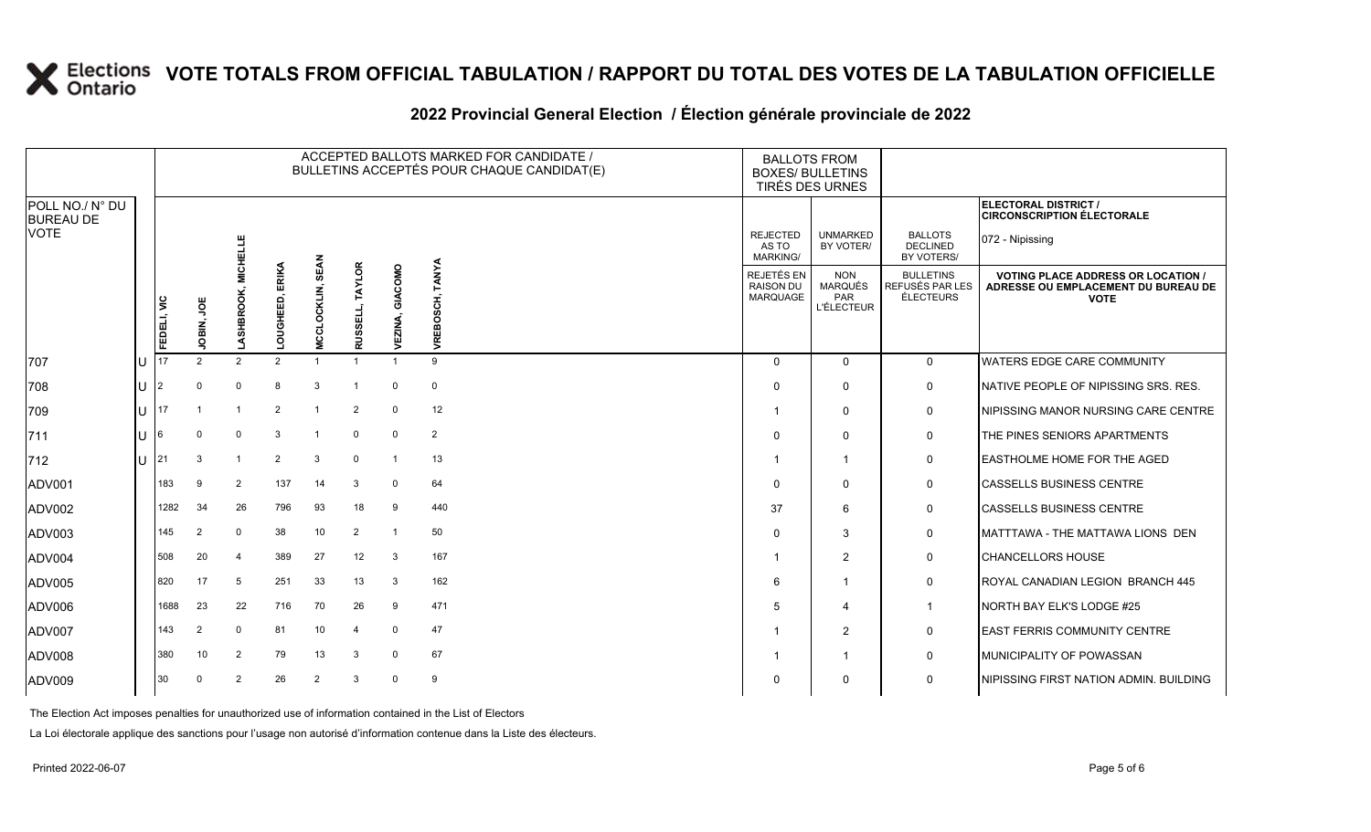# VOTE TOTALS FROM OFFICIAL TABULATION / RAPPORT DU TOTAL DES VOTES DE LA TABULATION OFFICIELLE

## 2022 Provincial General Election / Élection générale provinciale de 2022

ELECTORAL DISTRICT / CIRCONSCRIPTION ÉLECTORALE: 072 - Nipissing

| POLL NO./ N° DU BUREAU DE VOTE | | ACCEPTED BALLOTS MARKED FOR CANDIDATE / BULLETINS ACCEPTÉS POUR CHAQUE CANDIDAT(E) | | | | | | | | BALLOTS FROM BOXES/ BULLETINS TIRÉS DES URNES | | | |
|---|---|---|---|---|---|---|---|---|---|---|---|---|---|
| | | FEDELI, VIC | JOBIN, JOE | LASHBROOK, MICHELLE | LOUGHEED, ERIKA | MCCLOCKLIN, SEAN | RUSSELL, TAYLOR | VEZINA, GIACOMO | VREBOSCH, TANYA | REJECTED AS TO MARKING/ REJETÉS EN RAISON DU MARQUAGE | UNMARKED BY VOTER/ NON MARQUÉS PAR L'ÉLECTEUR | BALLOTS DECLINED BY VOTERS/ BULLETINS REFUSÉS PAR LES ÉLECTEURS | VOTING PLACE ADDRESS OR LOCATION / ADRESSE OU EMPLACEMENT DU BUREAU DE VOTE |
| 707 | U | 17 | 2 | 2 | 2 | 1 | 1 | 1 | 9 | 0 | 0 | 0 | WATERS EDGE CARE COMMUNITY |
| 708 | U | 2 | 0 | 0 | 8 | 3 | 1 | 0 | 0 | 0 | 0 | 0 | NATIVE PEOPLE OF NIPISSING SRS. RES. |
| 709 | U | 17 | 1 | 1 | 2 | 1 | 2 | 0 | 12 | 1 | 0 | 0 | NIPISSING MANOR NURSING CARE CENTRE |
| 711 | U | 6 | 0 | 0 | 3 | 1 | 0 | 0 | 2 | 0 | 0 | 0 | THE PINES SENIORS APARTMENTS |
| 712 | U | 21 | 3 | 1 | 2 | 3 | 0 | 1 | 13 | 1 | 1 | 0 | EASTHOLME HOME FOR THE AGED |
| ADV001 | | 183 | 9 | 2 | 137 | 14 | 3 | 0 | 64 | 0 | 0 | 0 | CASSELLS BUSINESS CENTRE |
| ADV002 | | 1282 | 34 | 26 | 796 | 93 | 18 | 9 | 440 | 37 | 6 | 0 | CASSELLS BUSINESS CENTRE |
| ADV003 | | 145 | 2 | 0 | 38 | 10 | 2 | 1 | 50 | 0 | 3 | 0 | MATTTAWA - THE MATTAWA LIONS DEN |
| ADV004 | | 508 | 20 | 4 | 389 | 27 | 12 | 3 | 167 | 1 | 2 | 0 | CHANCELLORS HOUSE |
| ADV005 | | 820 | 17 | 5 | 251 | 33 | 13 | 3 | 162 | 6 | 1 | 0 | ROYAL CANADIAN LEGION BRANCH 445 |
| ADV006 | | 1688 | 23 | 22 | 716 | 70 | 26 | 9 | 471 | 5 | 4 | 1 | NORTH BAY ELK'S LODGE #25 |
| ADV007 | | 143 | 2 | 0 | 81 | 10 | 4 | 0 | 47 | 1 | 2 | 0 | EAST FERRIS COMMUNITY CENTRE |
| ADV008 | | 380 | 10 | 2 | 79 | 13 | 3 | 0 | 67 | 1 | 1 | 0 | MUNICIPALITY OF POWASSAN |
| ADV009 | | 30 | 0 | 2 | 26 | 2 | 3 | 0 | 9 | 0 | 0 | 0 | NIPISSING FIRST NATION ADMIN. BUILDING |

The Election Act imposes penalties for unauthorized use of information contained in the List of Electors

La Loi électorale applique des sanctions pour l'usage non autorisé d'information contenue dans la Liste des électeurs.

Printed 2022-06-07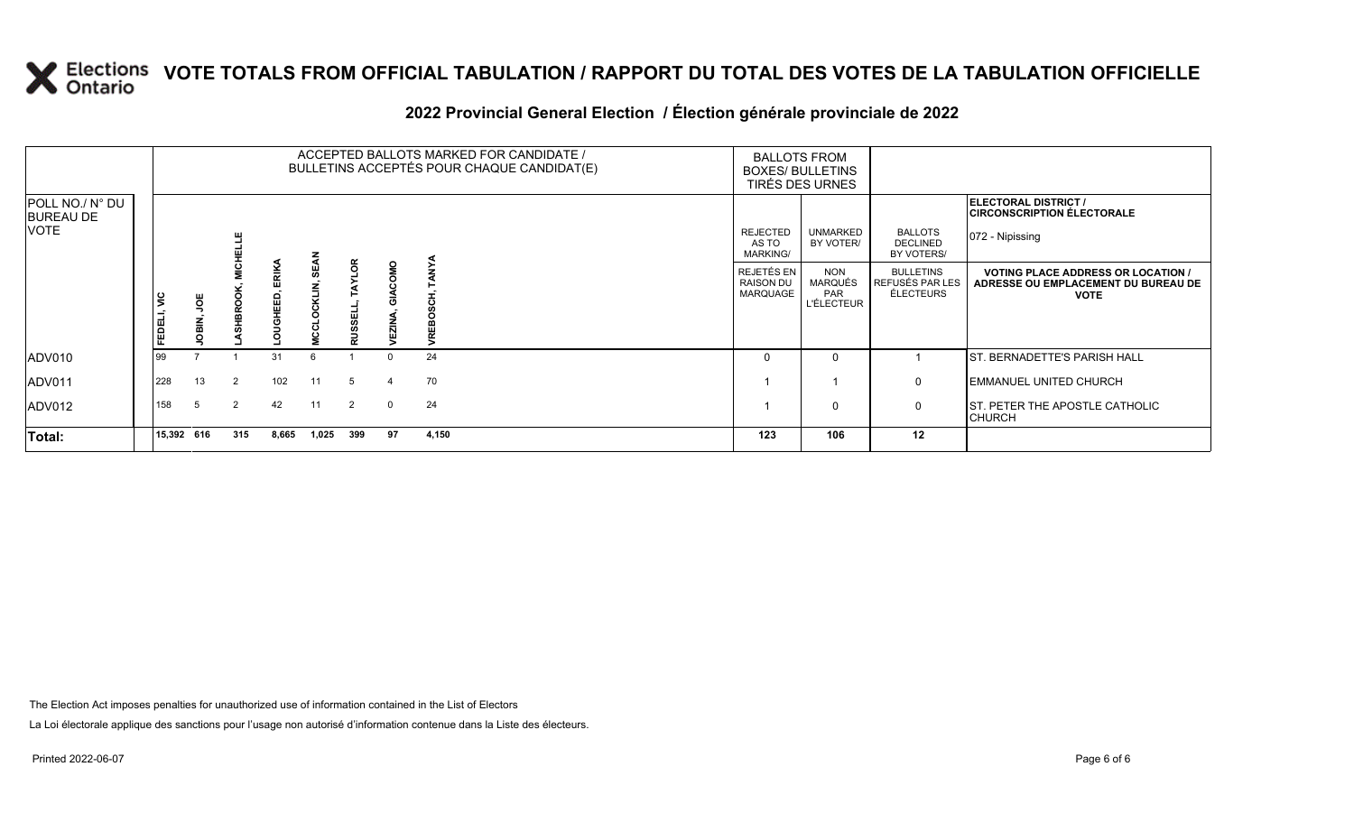# VOTE TOTALS FROM OFFICIAL TABULATION / RAPPORT DU TOTAL DES VOTES DE LA TABULATION OFFICIELLE

## 2022 Provincial General Election / Élection générale provinciale de 2022

ELECTORAL DISTRICT / CIRCONSCRIPTION ÉLECTORALE: 072 - Nipissing

| POLL NO./ N° DU BUREAU DE VOTE | ACCEPTED BALLOTS MARKED FOR CANDIDATE / BULLETINS ACCEPTÉS POUR CHAQUE CANDIDAT(E) | | | | | | | | BALLOTS FROM BOXES/ BULLETINS TIRÉS DES URNES | | | |
|---|---|---|---|---|---|---|---|---|---|---|---|---|
| | FEDELI, VIC | JOBIN, JOE | LASHBROOK, MICHELLE | LOUGHEED, ERIKA | MCCLOCKLIN, SEAN | RUSSELL, TAYLOR | VEZINA, GIACOMO | VREBOSCH, TANYA | REJECTED AS TO MARKING/ REJETÉS EN RAISON DU MARQUAGE | UNMARKED BY VOTER/ NON MARQUÉS PAR L'ÉLECTEUR | BALLOTS DECLINED BY VOTERS/ BULLETINS REFUSÉS PAR LES ÉLECTEURS | VOTING PLACE ADDRESS OR LOCATION / ADRESSE OU EMPLACEMENT DU BUREAU DE VOTE |
| ADV010 | 99 | 7 | 1 | 31 | 6 | 1 | 0 | 24 | 0 | 0 | 1 | ST. BERNADETTE'S PARISH HALL |
| ADV011 | 228 | 13 | 2 | 102 | 11 | 5 | 4 | 70 | 1 | 1 | 0 | EMMANUEL UNITED CHURCH |
| ADV012 | 158 | 5 | 2 | 42 | 11 | 2 | 0 | 24 | 1 | 0 | 0 | ST. PETER THE APOSTLE CATHOLIC CHURCH |
| **Total:** | **15,392** | **616** | **315** | **8,665** | **1,025** | **399** | **97** | **4,150** | **123** | **106** | **12** | |

The Election Act imposes penalties for unauthorized use of information contained in the List of Electors

La Loi électorale applique des sanctions pour l'usage non autorisé d'information contenue dans la Liste des électeurs.

Printed 2022-06-07